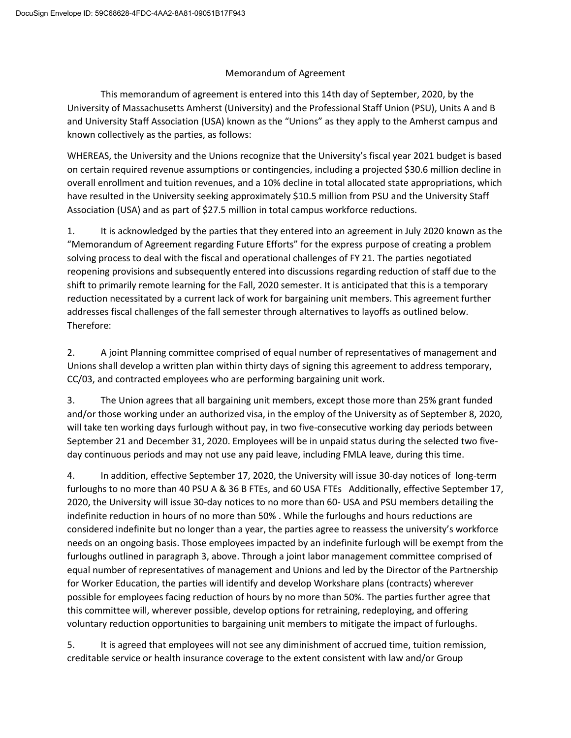# Memorandum of Agreement

This memorandum of agreement is entered into this 14th day of September, 2020, by the University of Massachusetts Amherst (University) and the Professional Staff Union (PSU), Units A and B and University Staff Association (USA) known as the "Unions" as they apply to the Amherst campus and known collectively as the parties, as follows:

WHEREAS, the University and the Unions recognize that the University's fiscal year 2021 budget is based on certain required revenue assumptions or contingencies, including a projected $30.6 million decline in overall enrollment and tuition revenues, and a 10% decline in total allocated state appropriations, which have resulted in the University seeking approximately $10.5 million from PSU and the University Staff Association (USA) and as part of $27.5 million in total campus workforce reductions.

1. It is acknowledged by the parties that they entered into an agreement in July 2020 known as the "Memorandum of Agreement regarding Future Efforts" for the express purpose of creating a problem solving process to deal with the fiscal and operational challenges of FY 21. The parties negotiated reopening provisions and subsequently entered into discussions regarding reduction of staff due to the shift to primarily remote learning for the Fall, 2020 semester. It is anticipated that this is a temporary reduction necessitated by a current lack of work for bargaining unit members. This agreement further addresses fiscal challenges of the fall semester through alternatives to layoffs as outlined below. Therefore:

2. A joint Planning committee comprised of equal number of representatives of management and Unions shall develop a written plan within thirty days of signing this agreement to address temporary, CC/03, and contracted employees who are performing bargaining unit work.

3. The Union agrees that all bargaining unit members, except those more than 25% grant funded and/or those working under an authorized visa, in the employ of the University as of September 8, 2020, will take ten working days furlough without pay, in two five-consecutive working day periods between September 21 and December 31, 2020. Employees will be in unpaid status during the selected two five-day continuous periods and may not use any paid leave, including FMLA leave, during this time.

4. In addition, effective September 17, 2020, the University will issue 30-day notices of long-term furloughs to no more than 40 PSU A & 36 B FTEs, and 60 USA FTEs Additionally, effective September 17, 2020, the University will issue 30-day notices to no more than 60- USA and PSU members detailing the indefinite reduction in hours of no more than 50% . While the furloughs and hours reductions are considered indefinite but no longer than a year, the parties agree to reassess the university's workforce needs on an ongoing basis. Those employees impacted by an indefinite furlough will be exempt from the furloughs outlined in paragraph 3, above. Through a joint labor management committee comprised of equal number of representatives of management and Unions and led by the Director of the Partnership for Worker Education, the parties will identify and develop Workshare plans (contracts) wherever possible for employees facing reduction of hours by no more than 50%. The parties further agree that this committee will, wherever possible, develop options for retraining, redeploying, and offering voluntary reduction opportunities to bargaining unit members to mitigate the impact of furloughs.

5. It is agreed that employees will not see any diminishment of accrued time, tuition remission, creditable service or health insurance coverage to the extent consistent with law and/or Group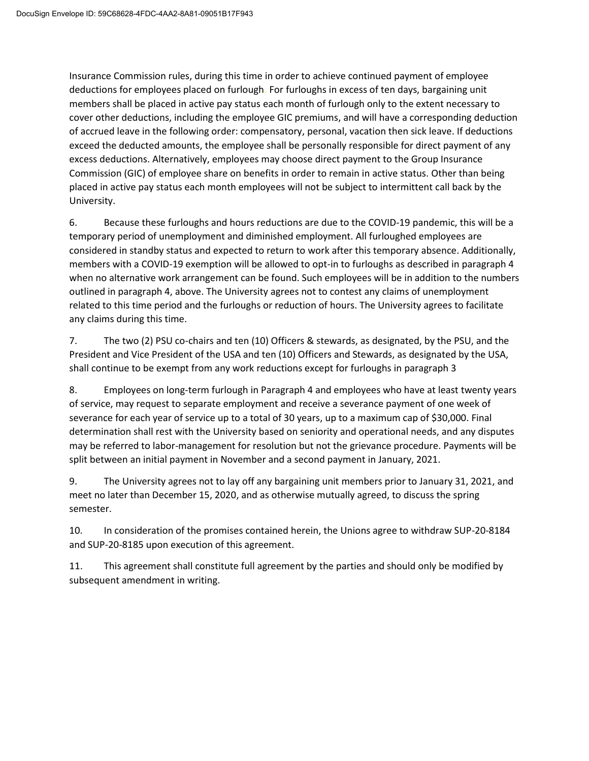Insurance Commission rules, during this time in order to achieve continued payment of employee deductions for employees placed on furlough. For furloughs in excess of ten days, bargaining unit members shall be placed in active pay status each month of furlough only to the extent necessary to cover other deductions, including the employee GIC premiums, and will have a corresponding deduction of accrued leave in the following order: compensatory, personal, vacation then sick leave. If deductions exceed the deducted amounts, the employee shall be personally responsible for direct payment of any excess deductions. Alternatively, employees may choose direct payment to the Group Insurance Commission (GIC) of employee share on benefits in order to remain in active status. Other than being placed in active pay status each month employees will not be subject to intermittent call back by the University.

6. Because these furloughs and hours reductions are due to the COVID-19 pandemic, this will be a temporary period of unemployment and diminished employment. All furloughed employees are considered in standby status and expected to return to work after this temporary absence. Additionally, members with a COVID-19 exemption will be allowed to opt-in to furloughs as described in paragraph 4 when no alternative work arrangement can be found. Such employees will be in addition to the numbers outlined in paragraph 4, above. The University agrees not to contest any claims of unemployment related to this time period and the furloughs or reduction of hours. The University agrees to facilitate any claims during this time.

7. The two (2) PSU co-chairs and ten (10) Officers & stewards, as designated, by the PSU, and the President and Vice President of the USA and ten (10) Officers and Stewards, as designated by the USA, shall continue to be exempt from any work reductions except for furloughs in paragraph 3

8. Employees on long-term furlough in Paragraph 4 and employees who have at least twenty years of service, may request to separate employment and receive a severance payment of one week of severance for each year of service up to a total of 30 years, up to a maximum cap of $30,000. Final determination shall rest with the University based on seniority and operational needs, and any disputes may be referred to labor-management for resolution but not the grievance procedure. Payments will be split between an initial payment in November and a second payment in January, 2021.

9. The University agrees not to lay off any bargaining unit members prior to January 31, 2021, and meet no later than December 15, 2020, and as otherwise mutually agreed, to discuss the spring semester.

10. In consideration of the promises contained herein, the Unions agree to withdraw SUP-20-8184 and SUP-20-8185 upon execution of this agreement.

11. This agreement shall constitute full agreement by the parties and should only be modified by subsequent amendment in writing.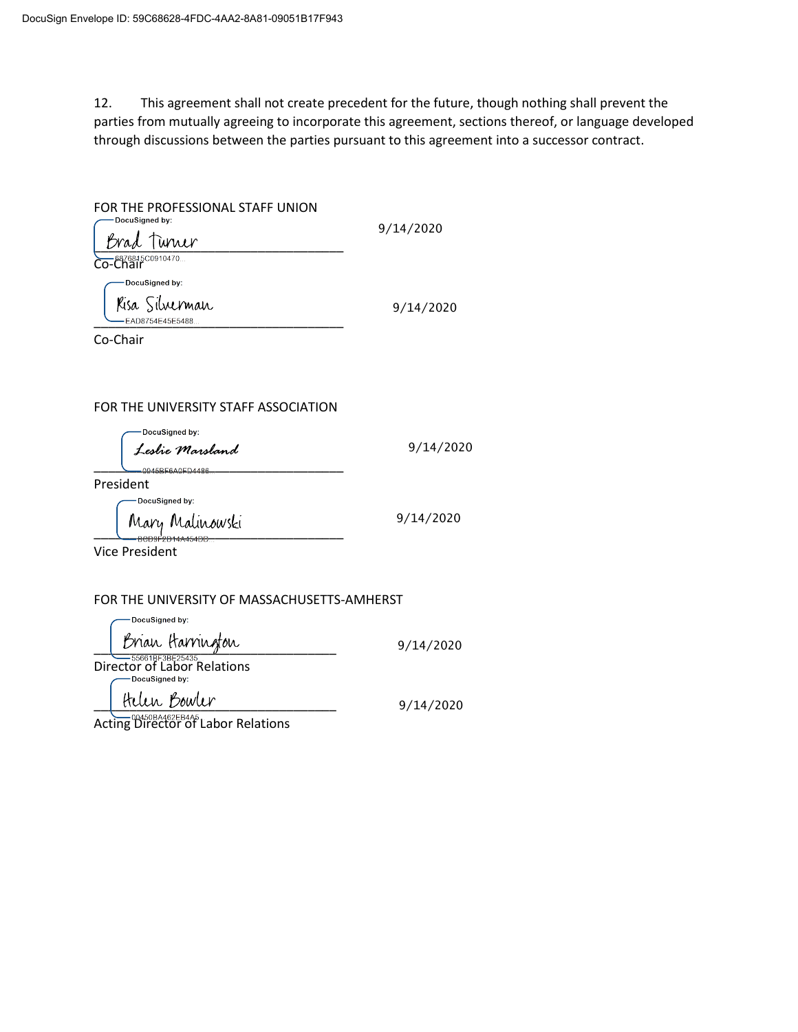DocuSign Envelope ID: 59C68628-4FDC-4AA2-8A81-09051B17F943

12. This agreement shall not create precedent for the future, though nothing shall prevent the parties from mutually agreeing to incorporate this agreement, sections thereof, or language developed through discussions between the parties pursuant to this agreement into a successor contract.

FOR THE PROFESSIONAL STAFF UNION

DocuSigned by: Brad Turner — 9/14/2020
6876845C0910470...
Co-Chair

DocuSigned by: Risa Silverman — 9/14/2020
EAD8754E45E5488...
Co-Chair

FOR THE UNIVERSITY STAFF ASSOCIATION

DocuSigned by: Leslie Marsland — 9/14/2020
0045BF6A0FD4486...
President

DocuSigned by: Mary Malinowski — 9/14/2020
B0D9F2D14A454DD...
Vice President

FOR THE UNIVERSITY OF MASSACHUSETTS-AMHERST

DocuSigned by: Brian Harrington — 9/14/2020
55661BF3BE25435...
Director of Labor Relations

DocuSigned by: Helen Bowler — 9/14/2020
00450BA462EB4A5...
Acting Director of Labor Relations